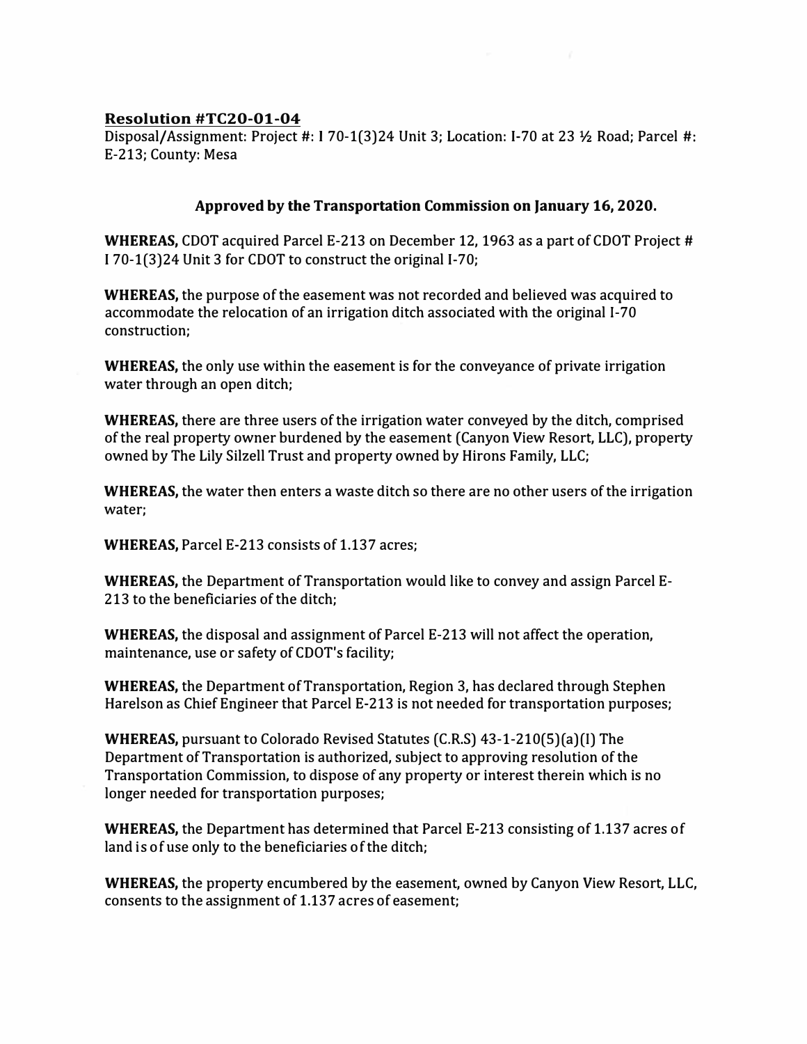**Resolution #TC20-01-04**

Disposal/Assignment: Project #: I 70-1(3)24 Unit 3; Location: I-70 at 23 ½ Road; Parcel #: E-213; County: Mesa

**Approved by the Transportation Commission on January 16, 2020.**

**WHEREAS,** CDOT acquired Parcel E-213 on December 12, 1963 as a part of CDOT Project # I 70-1(3)24 Unit 3 for CDOT to construct the original I-70;

**WHEREAS,** the purpose of the easement was not recorded and believed was acquired to accommodate the relocation of an irrigation ditch associated with the original I-70 construction;

**WHEREAS,** the only use within the easement is for the conveyance of private irrigation water through an open ditch;

**WHEREAS,** there are three users of the irrigation water conveyed by the ditch, comprised of the real property owner burdened by the easement (Canyon View Resort, LLC), property owned by The Lily Silzell Trust and property owned by Hirons Family, LLC;

**WHEREAS,** the water then enters a waste ditch so there are no other users of the irrigation water;

**WHEREAS,** Parcel E-213 consists of 1.137 acres;

**WHEREAS,** the Department of Transportation would like to convey and assign Parcel E-213 to the beneficiaries of the ditch;

**WHEREAS,** the disposal and assignment of Parcel E-213 will not affect the operation, maintenance, use or safety of CDOT's facility;

**WHEREAS,** the Department of Transportation, Region 3, has declared through Stephen Harelson as Chief Engineer that Parcel E-213 is not needed for transportation purposes;

**WHEREAS,** pursuant to Colorado Revised Statutes (C.R.S) 43-1-210(5)(a)(I) The Department of Transportation is authorized, subject to approving resolution of the Transportation Commission, to dispose of any property or interest therein which is no longer needed for transportation purposes;

**WHEREAS,** the Department has determined that Parcel E-213 consisting of 1.137 acres of land is of use only to the beneficiaries of the ditch;

**WHEREAS,** the property encumbered by the easement, owned by Canyon View Resort, LLC, consents to the assignment of 1.137 acres of easement;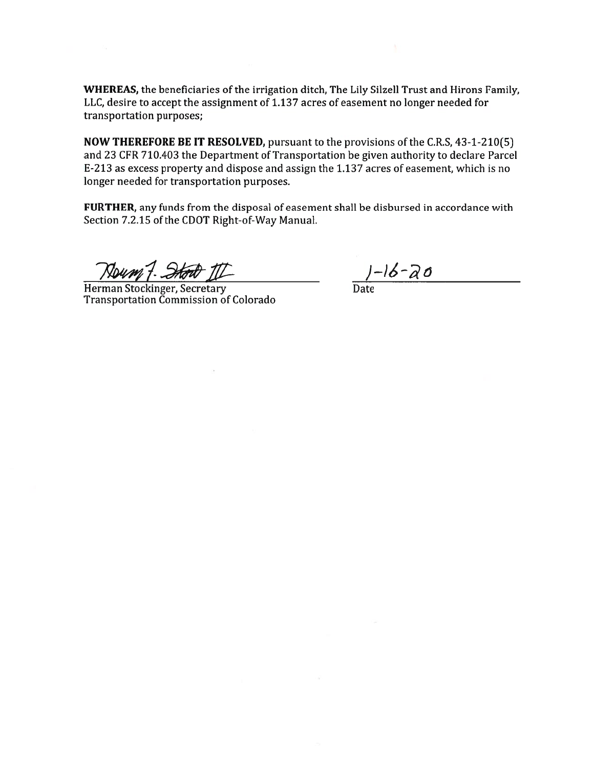**WHEREAS,** the beneficiaries of the irrigation ditch, The Lily Silzell Trust and Hirons Family, LLC, desire to accept the assignment of 1.137 acres of easement no longer needed for transportation purposes;

**NOW THEREFORE BE IT RESOLVED,** pursuant to the provisions of the C.R.S, 43-1-210(5) and 23 CFR 710.403 the Department of Transportation be given authority to declare Parcel E-213 as excess property and dispose and assign the 1.137 acres of easement, which is no longer needed for transportation purposes.

**FURTHER,** any funds from the disposal of easement shall be disbursed in accordance with Section 7.2.15 of the CDOT Right-of-Way Manual.

Herman Stockinger, Secretary
Transportation Commission of Colorado

1-16-20
Date